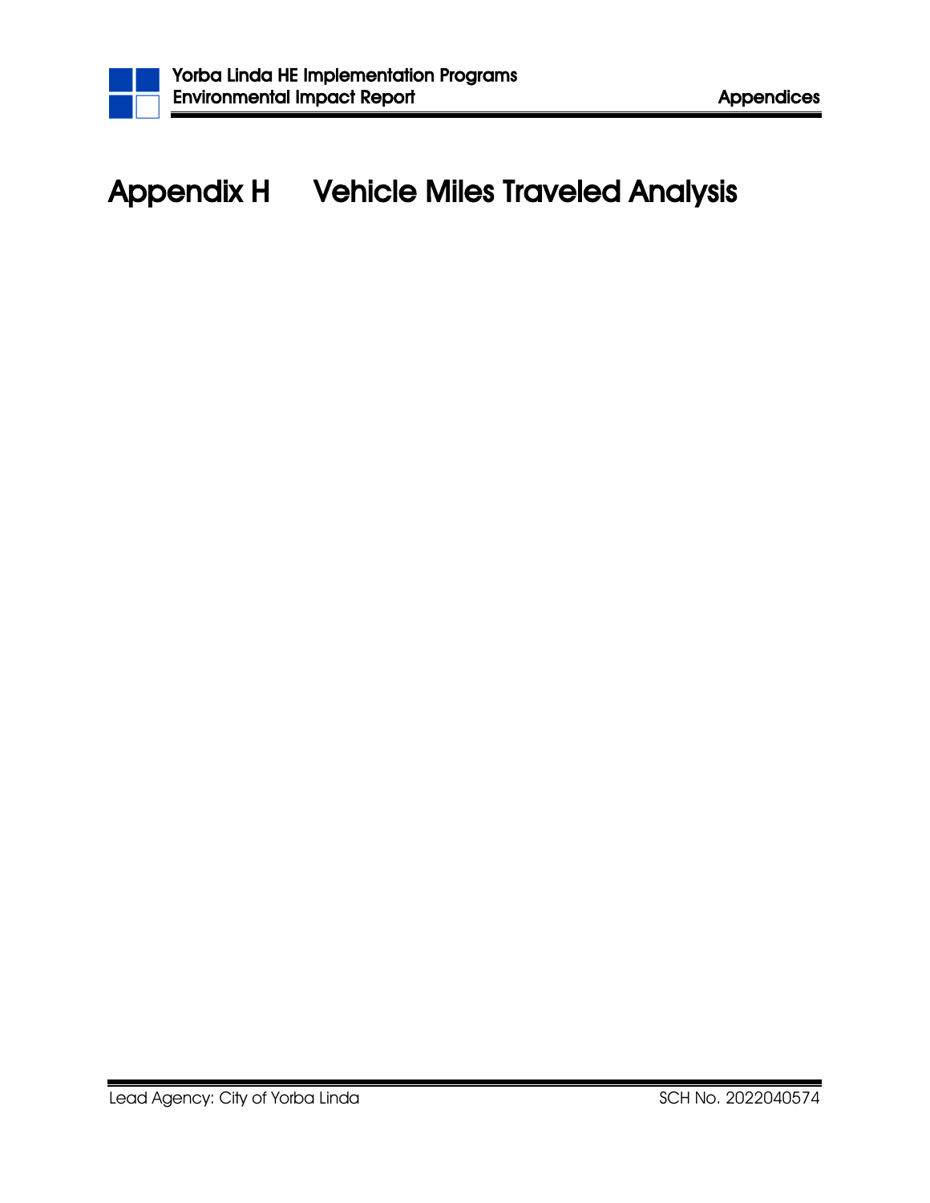# Appendix H Vehicle Miles Traveled Analysis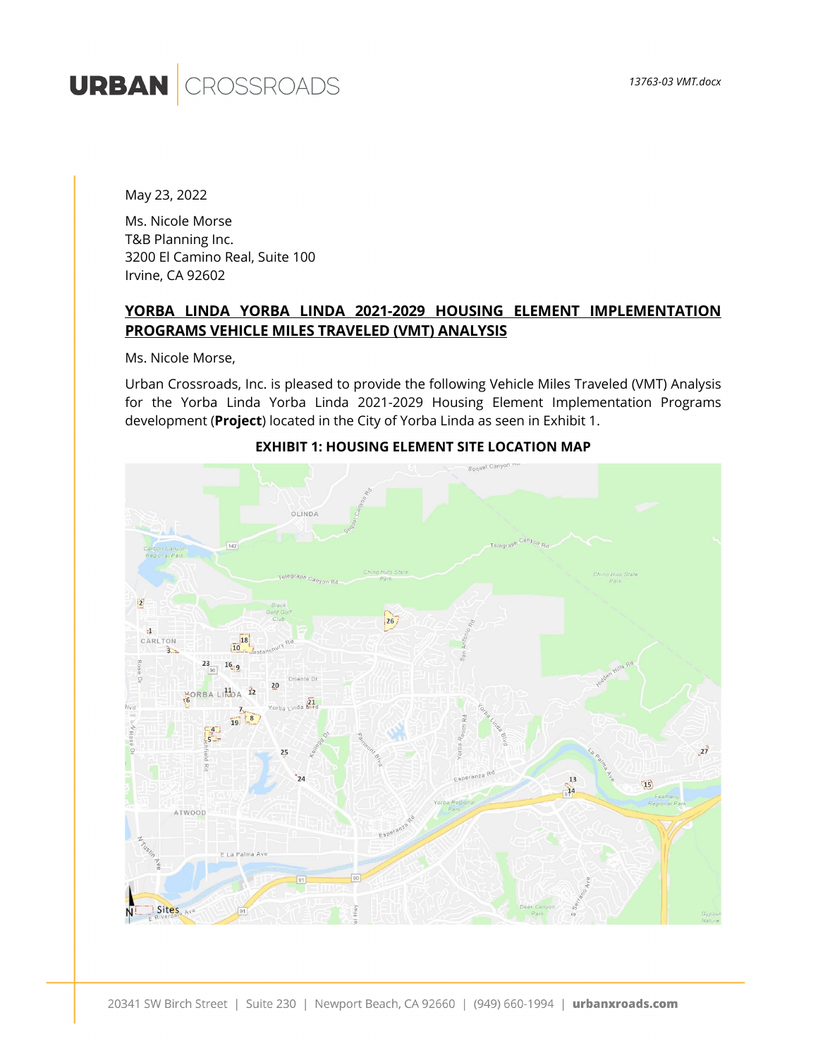13763-03 VMT.docx

May 23, 2022

Ms. Nicole Morse
T&B Planning Inc.
3200 El Camino Real, Suite 100
Irvine, CA 92602

**YORBA LINDA YORBA LINDA 2021-2029 HOUSING ELEMENT IMPLEMENTATION PROGRAMS VEHICLE MILES TRAVELED (VMT) ANALYSIS**

Ms. Nicole Morse,

Urban Crossroads, Inc. is pleased to provide the following Vehicle Miles Traveled (VMT) Analysis for the Yorba Linda Yorba Linda 2021-2029 Housing Element Implementation Programs development (**Project**) located in the City of Yorba Linda as seen in Exhibit 1.

**EXHIBIT 1: HOUSING ELEMENT SITE LOCATION MAP**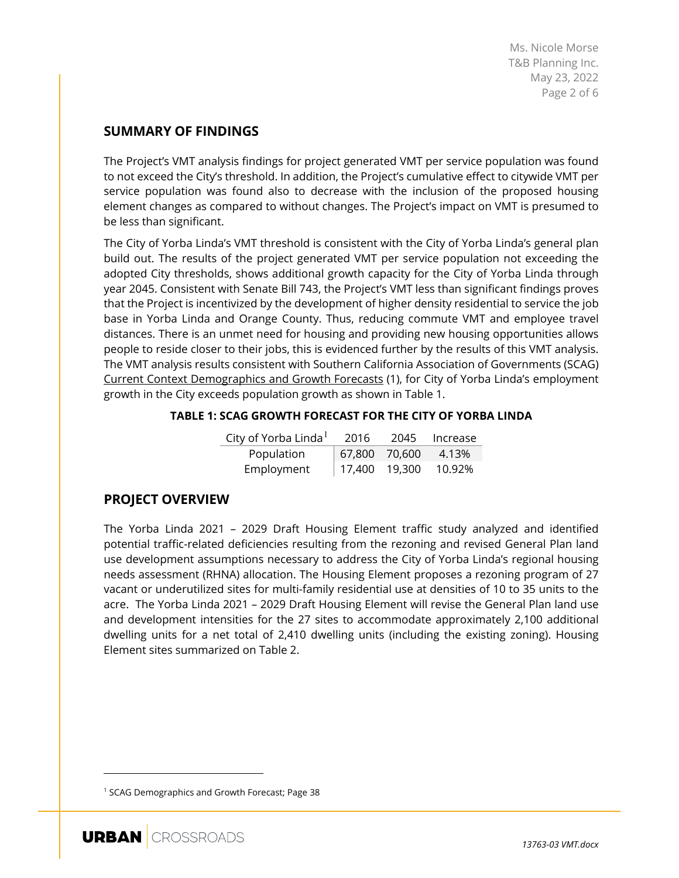## SUMMARY OF FINDINGS

The Project's VMT analysis findings for project generated VMT per service population was found to not exceed the City's threshold. In addition, the Project's cumulative effect to citywide VMT per service population was found also to decrease with the inclusion of the proposed housing element changes as compared to without changes. The Project's impact on VMT is presumed to be less than significant.

The City of Yorba Linda's VMT threshold is consistent with the City of Yorba Linda's general plan build out. The results of the project generated VMT per service population not exceeding the adopted City thresholds, shows additional growth capacity for the City of Yorba Linda through year 2045. Consistent with Senate Bill 743, the Project's VMT less than significant findings proves that the Project is incentivized by the development of higher density residential to service the job base in Yorba Linda and Orange County. Thus, reducing commute VMT and employee travel distances. There is an unmet need for housing and providing new housing opportunities allows people to reside closer to their jobs, this is evidenced further by the results of this VMT analysis. The VMT analysis results consistent with Southern California Association of Governments (SCAG) Current Context Demographics and Growth Forecasts (1), for City of Yorba Linda's employment growth in the City exceeds population growth as shown in Table 1.

**TABLE 1: SCAG GROWTH FORECAST FOR THE CITY OF YORBA LINDA**

| City of Yorba Linda[1] | 2016 | 2045 | Increase |
|---|---|---|---|
| Population | 67,800 | 70,600 | 4.13% |
| Employment | 17,400 | 19,300 | 10.92% |

## PROJECT OVERVIEW

The Yorba Linda 2021 – 2029 Draft Housing Element traffic study analyzed and identified potential traffic-related deficiencies resulting from the rezoning and revised General Plan land use development assumptions necessary to address the City of Yorba Linda's regional housing needs assessment (RHNA) allocation. The Housing Element proposes a rezoning program of 27 vacant or underutilized sites for multi-family residential use at densities of 10 to 35 units to the acre. The Yorba Linda 2021 – 2029 Draft Housing Element will revise the General Plan land use and development intensities for the 27 sites to accommodate approximately 2,100 additional dwelling units for a net total of 2,410 dwelling units (including the existing zoning). Housing Element sites summarized on Table 2.

[1] SCAG Demographics and Growth Forecast; Page 38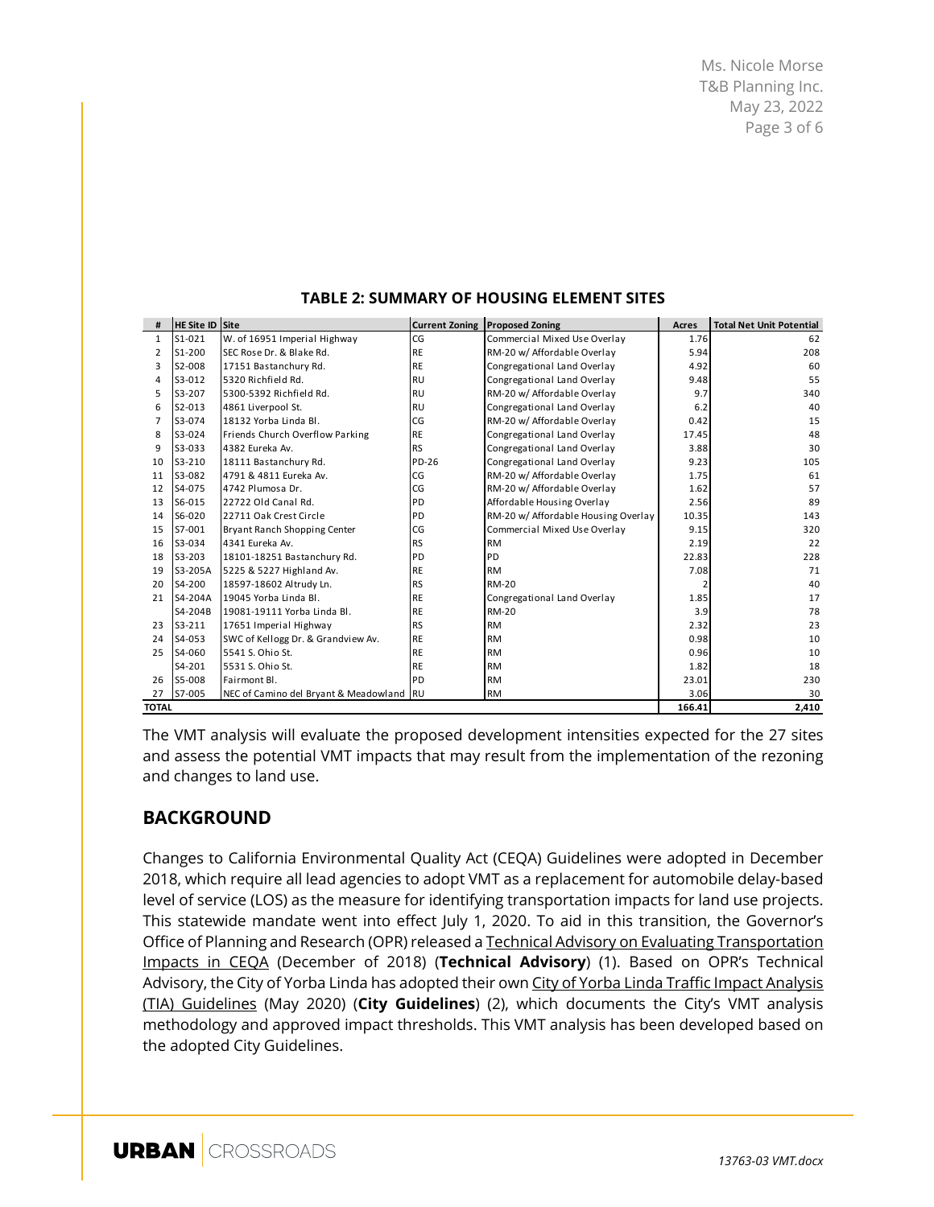**TABLE 2: SUMMARY OF HOUSING ELEMENT SITES**

| # | HE Site ID | Site | Current Zoning | Proposed Zoning | Acres | Total Net Unit Potential |
|---|---|---|---|---|---|---|
| 1 | S1-021 | W. of 16951 Imperial Highway | CG | Commercial Mixed Use Overlay | 1.76 | 62 |
| 2 | S1-200 | SEC Rose Dr. & Blake Rd. | RE | RM-20 w/ Affordable Overlay | 5.94 | 208 |
| 3 | S2-008 | 17151 Bastanchury Rd. | RE | Congregational Land Overlay | 4.92 | 60 |
| 4 | S3-012 | 5320 Richfield Rd. | RU | Congregational Land Overlay | 9.48 | 55 |
| 5 | S3-207 | 5300-5392 Richfield Rd. | RU | RM-20 w/ Affordable Overlay | 9.7 | 340 |
| 6 | S2-013 | 4861 Liverpool St. | RU | Congregational Land Overlay | 6.2 | 40 |
| 7 | S3-074 | 18132 Yorba Linda Bl. | CG | RM-20 w/ Affordable Overlay | 0.42 | 15 |
| 8 | S3-024 | Friends Church Overflow Parking | RE | Congregational Land Overlay | 17.45 | 48 |
| 9 | S3-033 | 4382 Eureka Av. | RS | Congregational Land Overlay | 3.88 | 30 |
| 10 | S3-210 | 18111 Bastanchury Rd. | PD-26 | Congregational Land Overlay | 9.23 | 105 |
| 11 | S3-082 | 4791 & 4811 Eureka Av. | CG | RM-20 w/ Affordable Overlay | 1.75 | 61 |
| 12 | S4-075 | 4742 Plumosa Dr. | CG | RM-20 w/ Affordable Overlay | 1.62 | 57 |
| 13 | S6-015 | 22722 Old Canal Rd. | PD | Affordable Housing Overlay | 2.56 | 89 |
| 14 | S6-020 | 22711 Oak Crest Circle | PD | RM-20 w/ Affordable Housing Overlay | 10.35 | 143 |
| 15 | S7-001 | Bryant Ranch Shopping Center | CG | Commercial Mixed Use Overlay | 9.15 | 320 |
| 16 | S3-034 | 4341 Eureka Av. | RS | RM | 2.19 | 22 |
| 18 | S3-203 | 18101-18251 Bastanchury Rd. | PD | PD | 22.83 | 228 |
| 19 | S3-205A | 5225 & 5227 Highland Av. | RE | RM | 7.08 | 71 |
| 20 | S4-200 | 18597-18602 Altrudy Ln. | RS | RM-20 | 2 | 40 |
| 21 | S4-204A | 19045 Yorba Linda Bl. | RE | Congregational Land Overlay | 1.85 | 17 |
| | S4-204B | 19081-19111 Yorba Linda Bl. | RE | RM-20 | 3.9 | 78 |
| 23 | S3-211 | 17651 Imperial Highway | RS | RM | 2.32 | 23 |
| 24 | S4-053 | SWC of Kellogg Dr. & Grandview Av. | RE | RM | 0.98 | 10 |
| 25 | S4-060 | 5541 S. Ohio St. | RE | RM | 0.96 | 10 |
| | S4-201 | 5531 S. Ohio St. | RE | RM | 1.82 | 18 |
| 26 | S5-008 | Fairmont Bl. | PD | RM | 23.01 | 230 |
| 27 | S7-005 | NEC of Camino del Bryant & Meadowland | RU | RM | 3.06 | 30 |
| **TOTAL** | | | | | **166.41** | **2,410** |

The VMT analysis will evaluate the proposed development intensities expected for the 27 sites and assess the potential VMT impacts that may result from the implementation of the rezoning and changes to land use.

## BACKGROUND

Changes to California Environmental Quality Act (CEQA) Guidelines were adopted in December 2018, which require all lead agencies to adopt VMT as a replacement for automobile delay-based level of service (LOS) as the measure for identifying transportation impacts for land use projects. This statewide mandate went into effect July 1, 2020. To aid in this transition, the Governor's Office of Planning and Research (OPR) released a Technical Advisory on Evaluating Transportation Impacts in CEQA (December of 2018) (**Technical Advisory**) (1). Based on OPR's Technical Advisory, the City of Yorba Linda has adopted their own City of Yorba Linda Traffic Impact Analysis (TIA) Guidelines (May 2020) (**City Guidelines**) (2), which documents the City's VMT analysis methodology and approved impact thresholds. This VMT analysis has been developed based on the adopted City Guidelines.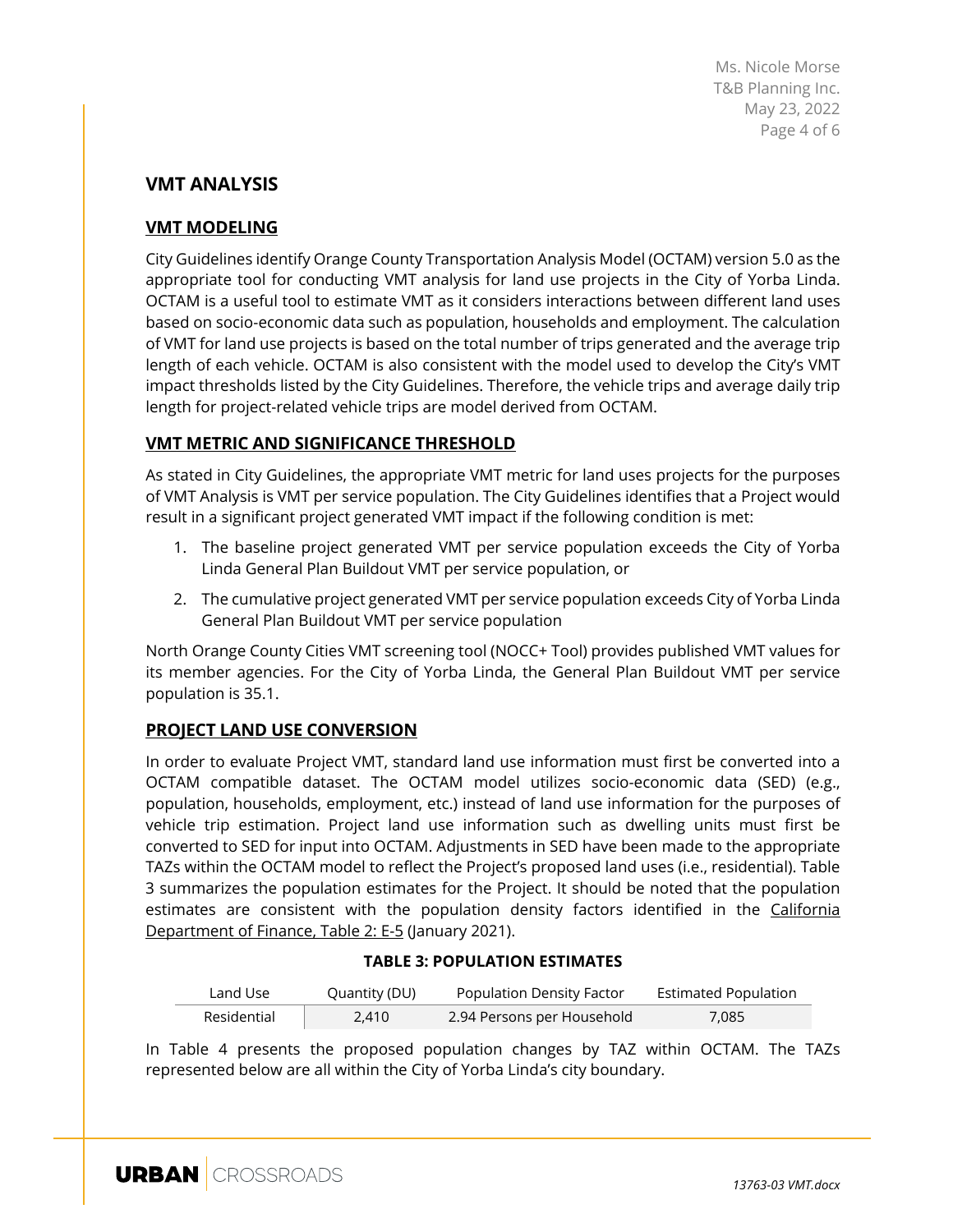## VMT ANALYSIS

### VMT MODELING

City Guidelines identify Orange County Transportation Analysis Model (OCTAM) version 5.0 as the appropriate tool for conducting VMT analysis for land use projects in the City of Yorba Linda. OCTAM is a useful tool to estimate VMT as it considers interactions between different land uses based on socio-economic data such as population, households and employment. The calculation of VMT for land use projects is based on the total number of trips generated and the average trip length of each vehicle. OCTAM is also consistent with the model used to develop the City's VMT impact thresholds listed by the City Guidelines. Therefore, the vehicle trips and average daily trip length for project-related vehicle trips are model derived from OCTAM.

### VMT METRIC AND SIGNIFICANCE THRESHOLD

As stated in City Guidelines, the appropriate VMT metric for land uses projects for the purposes of VMT Analysis is VMT per service population. The City Guidelines identifies that a Project would result in a significant project generated VMT impact if the following condition is met:

1. The baseline project generated VMT per service population exceeds the City of Yorba Linda General Plan Buildout VMT per service population, or
2. The cumulative project generated VMT per service population exceeds City of Yorba Linda General Plan Buildout VMT per service population

North Orange County Cities VMT screening tool (NOCC+ Tool) provides published VMT values for its member agencies. For the City of Yorba Linda, the General Plan Buildout VMT per service population is 35.1.

### PROJECT LAND USE CONVERSION

In order to evaluate Project VMT, standard land use information must first be converted into a OCTAM compatible dataset. The OCTAM model utilizes socio-economic data (SED) (e.g., population, households, employment, etc.) instead of land use information for the purposes of vehicle trip estimation. Project land use information such as dwelling units must first be converted to SED for input into OCTAM. Adjustments in SED have been made to the appropriate TAZs within the OCTAM model to reflect the Project's proposed land uses (i.e., residential). Table 3 summarizes the population estimates for the Project. It should be noted that the population estimates are consistent with the population density factors identified in the California Department of Finance, Table 2: E-5 (January 2021).

**TABLE 3: POPULATION ESTIMATES**

| Land Use | Quantity (DU) | Population Density Factor | Estimated Population |
|---|---|---|---|
| Residential | 2,410 | 2.94 Persons per Household | 7,085 |

In Table 4 presents the proposed population changes by TAZ within OCTAM. The TAZs represented below are all within the City of Yorba Linda's city boundary.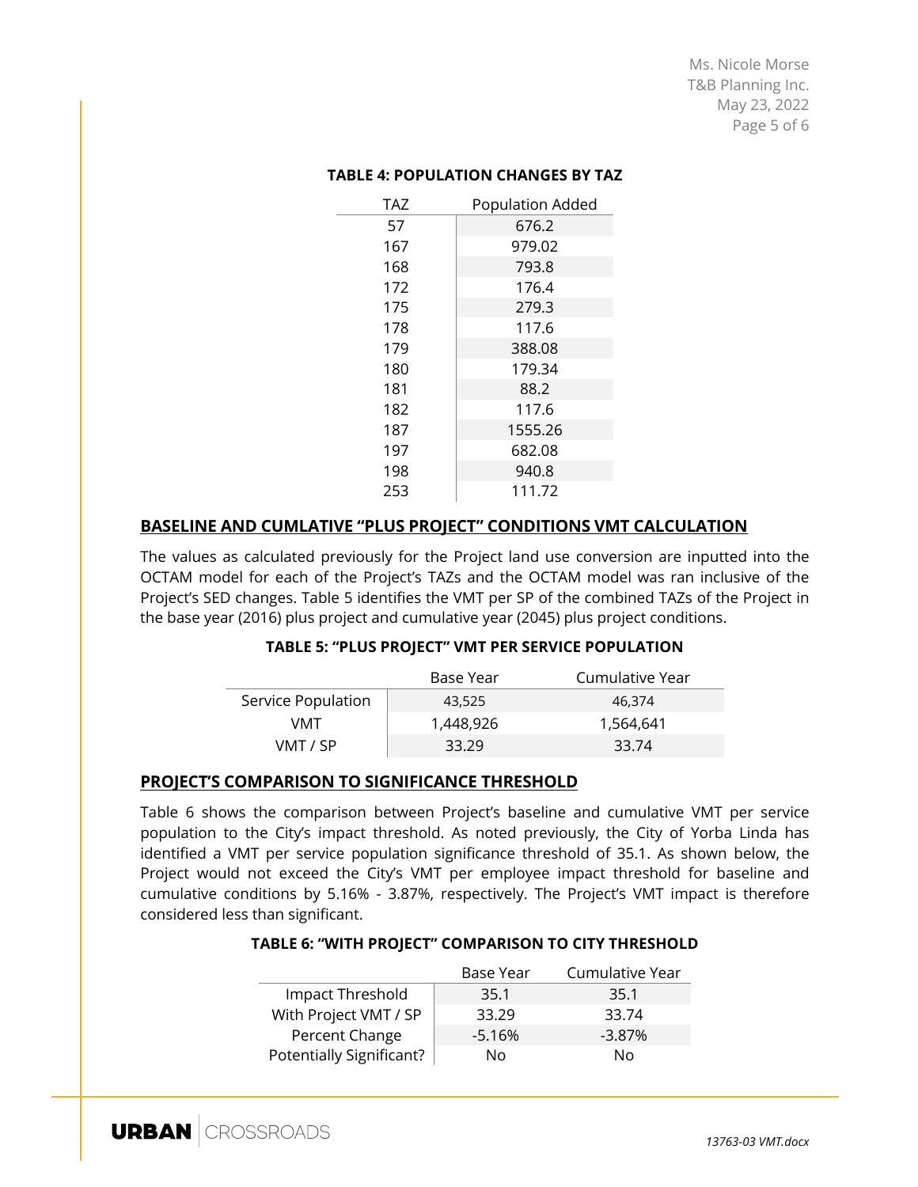**TABLE 4: POPULATION CHANGES BY TAZ**

| TAZ | Population Added |
|---|---|
| 57 | 676.2 |
| 167 | 979.02 |
| 168 | 793.8 |
| 172 | 176.4 |
| 175 | 279.3 |
| 178 | 117.6 |
| 179 | 388.08 |
| 180 | 179.34 |
| 181 | 88.2 |
| 182 | 117.6 |
| 187 | 1555.26 |
| 197 | 682.08 |
| 198 | 940.8 |
| 253 | 111.72 |

## BASELINE AND CUMLATIVE "PLUS PROJECT" CONDITIONS VMT CALCULATION

The values as calculated previously for the Project land use conversion are inputted into the OCTAM model for each of the Project's TAZs and the OCTAM model was ran inclusive of the Project's SED changes. Table 5 identifies the VMT per SP of the combined TAZs of the Project in the base year (2016) plus project and cumulative year (2045) plus project conditions.

**TABLE 5: "PLUS PROJECT" VMT PER SERVICE POPULATION**

| | Base Year | Cumulative Year |
|---|---|---|
| Service Population | 43,525 | 46,374 |
| VMT | 1,448,926 | 1,564,641 |
| VMT / SP | 33.29 | 33.74 |

## PROJECT'S COMPARISON TO SIGNIFICANCE THRESHOLD

Table 6 shows the comparison between Project's baseline and cumulative VMT per service population to the City's impact threshold. As noted previously, the City of Yorba Linda has identified a VMT per service population significance threshold of 35.1. As shown below, the Project would not exceed the City's VMT per employee impact threshold for baseline and cumulative conditions by 5.16% - 3.87%, respectively. The Project's VMT impact is therefore considered less than significant.

**TABLE 6: "WITH PROJECT" COMPARISON TO CITY THRESHOLD**

| | Base Year | Cumulative Year |
|---|---|---|
| Impact Threshold | 35.1 | 35.1 |
| With Project VMT / SP | 33.29 | 33.74 |
| Percent Change | -5.16% | -3.87% |
| Potentially Significant? | No | No |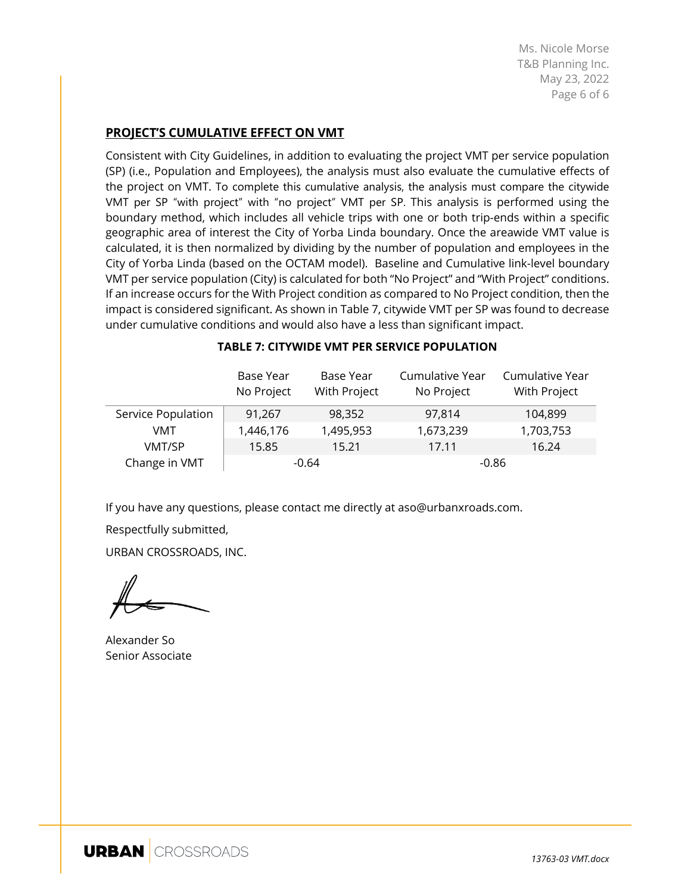## PROJECT'S CUMULATIVE EFFECT ON VMT

Consistent with City Guidelines, in addition to evaluating the project VMT per service population (SP) (i.e., Population and Employees), the analysis must also evaluate the cumulative effects of the project on VMT. To complete this cumulative analysis, the analysis must compare the citywide VMT per SP "with project" with "no project" VMT per SP. This analysis is performed using the boundary method, which includes all vehicle trips with one or both trip-ends within a specific geographic area of interest the City of Yorba Linda boundary. Once the areawide VMT value is calculated, it is then normalized by dividing by the number of population and employees in the City of Yorba Linda (based on the OCTAM model). Baseline and Cumulative link-level boundary VMT per service population (City) is calculated for both "No Project" and "With Project" conditions. If an increase occurs for the With Project condition as compared to No Project condition, then the impact is considered significant. As shown in Table 7, citywide VMT per SP was found to decrease under cumulative conditions and would also have a less than significant impact.

**TABLE 7: CITYWIDE VMT PER SERVICE POPULATION**

| | Base Year No Project | Base Year With Project | Cumulative Year No Project | Cumulative Year With Project |
|---|---|---|---|---|
| Service Population | 91,267 | 98,352 | 97,814 | 104,899 |
| VMT | 1,446,176 | 1,495,953 | 1,673,239 | 1,703,753 |
| VMT/SP | 15.85 | 15.21 | 17.11 | 16.24 |
| Change in VMT | -0.64 | | -0.86 | |

If you have any questions, please contact me directly at aso@urbanxroads.com.

Respectfully submitted,

URBAN CROSSROADS, INC.

Alexander So
Senior Associate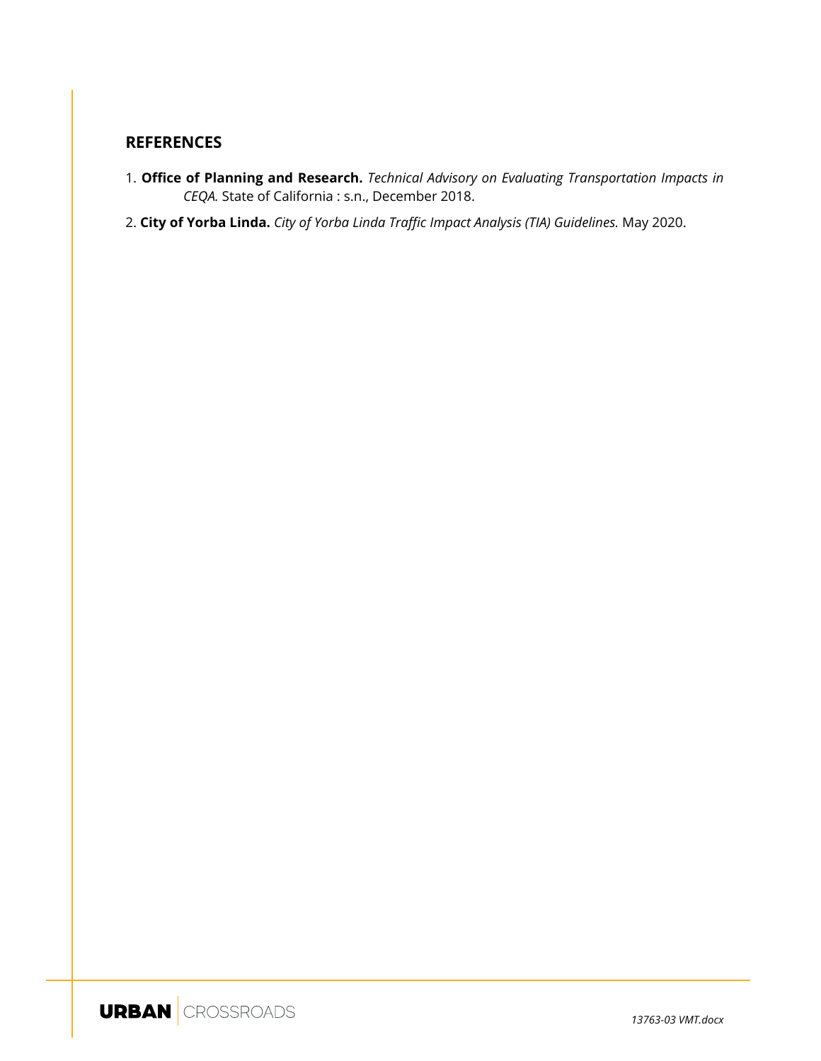## REFERENCES

1. **Office of Planning and Research.** *Technical Advisory on Evaluating Transportation Impacts in CEQA.* State of California : s.n., December 2018.
2. **City of Yorba Linda.** *City of Yorba Linda Traffic Impact Analysis (TIA) Guidelines.* May 2020.